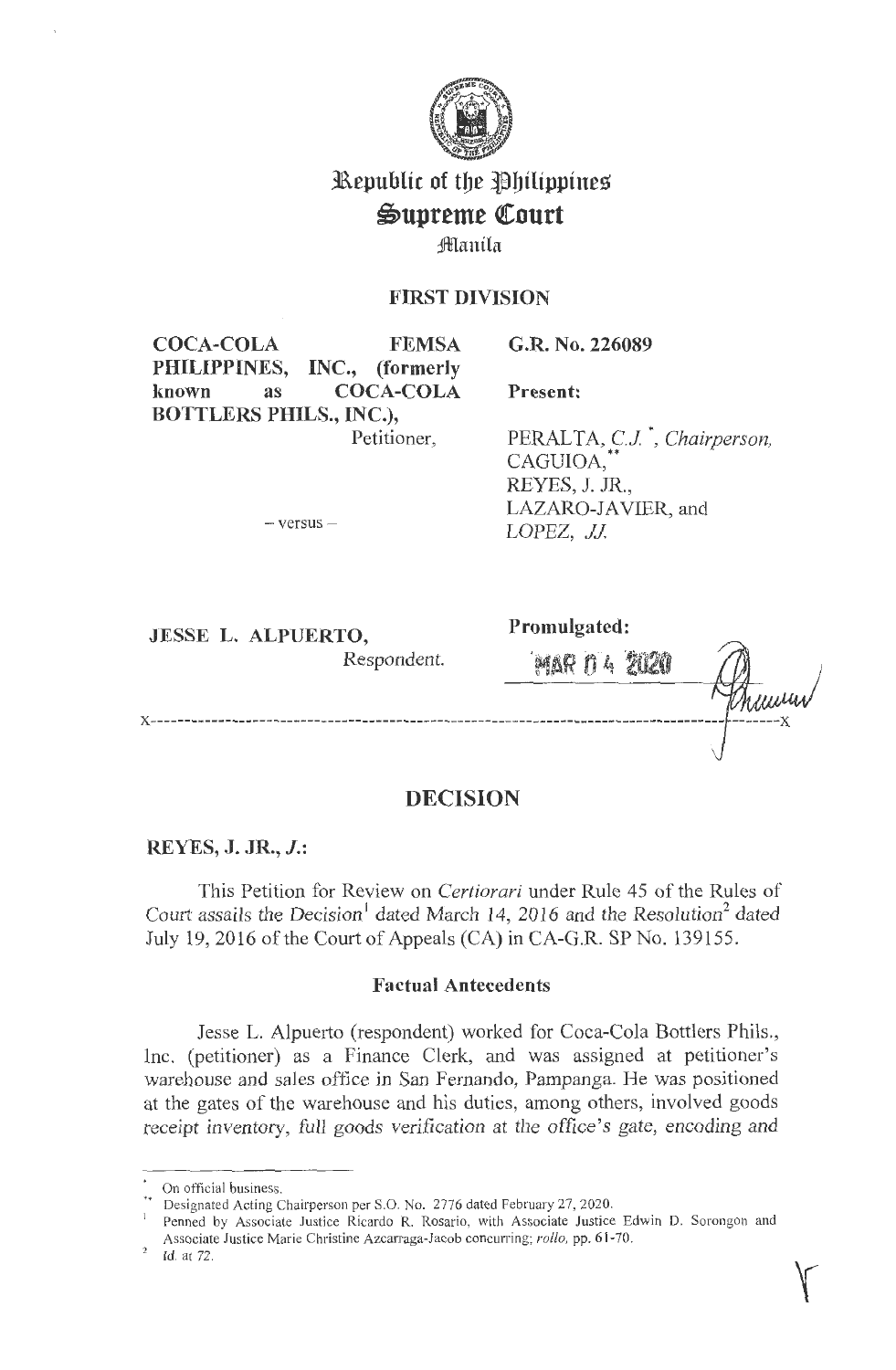# Republic of the Philippines
# Supreme Court
## Manila

### FIRST DIVISION

**COCA-COLA FEMSA PHILIPPINES, INC., (formerly known as COCA-COLA BOTTLERS PHILS., INC.),**
Petitioner,

– versus –

**JESSE L. ALPUERTO,**
Respondent.

**G.R. No. 226089**

**Present:**

PERALTA, *C.J.* [*], *Chairperson*,
CAGUIOA,[**]
REYES, J. JR.,
LAZARO-JAVIER, and
LOPEZ, *JJ.*

**Promulgated:**

MAR 04 2020

x-----------------------------------------------------------------------------------------x

## DECISION

**REYES, J. JR., *J.*:**

This Petition for Review on *Certiorari* under Rule 45 of the Rules of Court assails the Decision[1] dated March 14, 2016 and the Resolution[2] dated July 19, 2016 of the Court of Appeals (CA) in CA-G.R. SP No. 139155.

### Factual Antecedents

Jesse L. Alpuerto (respondent) worked for Coca-Cola Bottlers Phils., Inc. (petitioner) as a Finance Clerk, and was assigned at petitioner's warehouse and sales office in San Fernando, Pampanga. He was positioned at the gates of the warehouse and his duties, among others, involved goods receipt inventory, full goods verification at the office's gate, encoding and

---

[*] On official business.

[**] Designated Acting Chairperson per S.O. No. 2776 dated February 27, 2020.

[1] Penned by Associate Justice Ricardo R. Rosario, with Associate Justice Edwin D. Sorongon and Associate Justice Marie Christine Azcarraga-Jacob concurring; *rollo*, pp. 61-70.

[2] *Id.* at 72.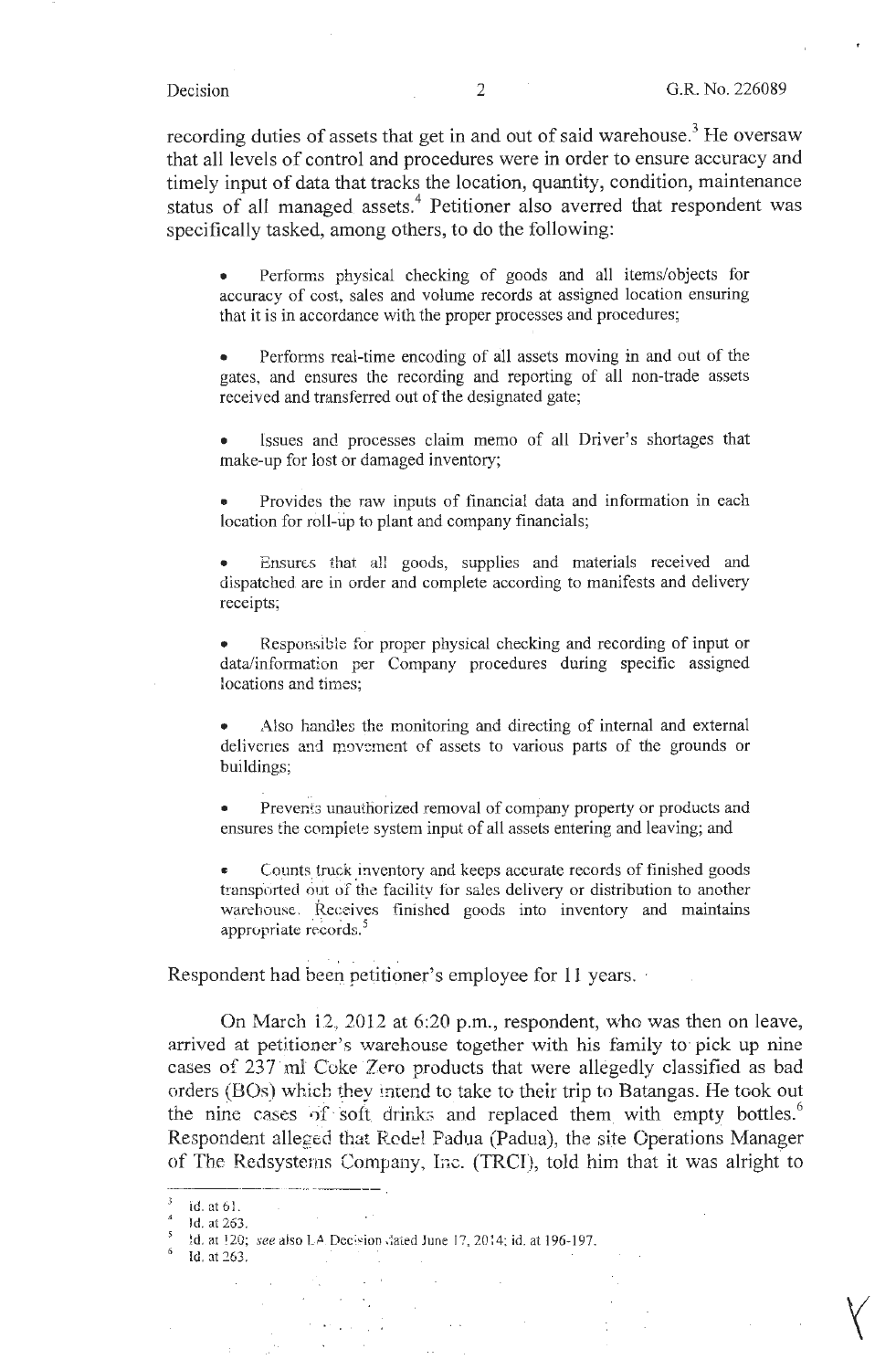recording duties of assets that get in and out of said warehouse.[3] He oversaw that all levels of control and procedures were in order to ensure accuracy and timely input of data that tracks the location, quantity, condition, maintenance status of all managed assets.[4] Petitioner also averred that respondent was specifically tasked, among others, to do the following:

- Performs physical checking of goods and all items/objects for accuracy of cost, sales and volume records at assigned location ensuring that it is in accordance with the proper processes and procedures;

- Performs real-time encoding of all assets moving in and out of the gates, and ensures the recording and reporting of all non-trade assets received and transferred out of the designated gate;

- Issues and processes claim memo of all Driver's shortages that make-up for lost or damaged inventory;

- Provides the raw inputs of financial data and information in each location for roll-up to plant and company financials;

- Ensures that all goods, supplies and materials received and dispatched are in order and complete according to manifests and delivery receipts;

- Responsible for proper physical checking and recording of input or data/information per Company procedures during specific assigned locations and times;

- Also handles the monitoring and directing of internal and external deliveries and movement of assets to various parts of the grounds or buildings;

- Prevents unauthorized removal of company property or products and ensures the complete system input of all assets entering and leaving; and

- Counts truck inventory and keeps accurate records of finished goods transported out of the facility for sales delivery or distribution to another warehouse. Receives finished goods into inventory and maintains appropriate records.[5]

Respondent had been petitioner's employee for 11 years.

On March 12, 2012 at 6:20 p.m., respondent, who was then on leave, arrived at petitioner's warehouse together with his family to pick up nine cases of 237 ml Coke Zero products that were allegedly classified as bad orders (BOs) which they intend to take to their trip to Batangas. He took out the nine cases of soft drinks and replaced them with empty bottles.[6] Respondent alleged that Rodel Padua (Padua), the site Operations Manager of The Redsystems Company, Inc. (TRCI), told him that it was alright to

---

[3] Id. at 61.

[4] Id. at 263.

[5] Id. at 120; *see* also LA Decision dated June 17, 2014; id. at 196-197.

[6] Id. at 263.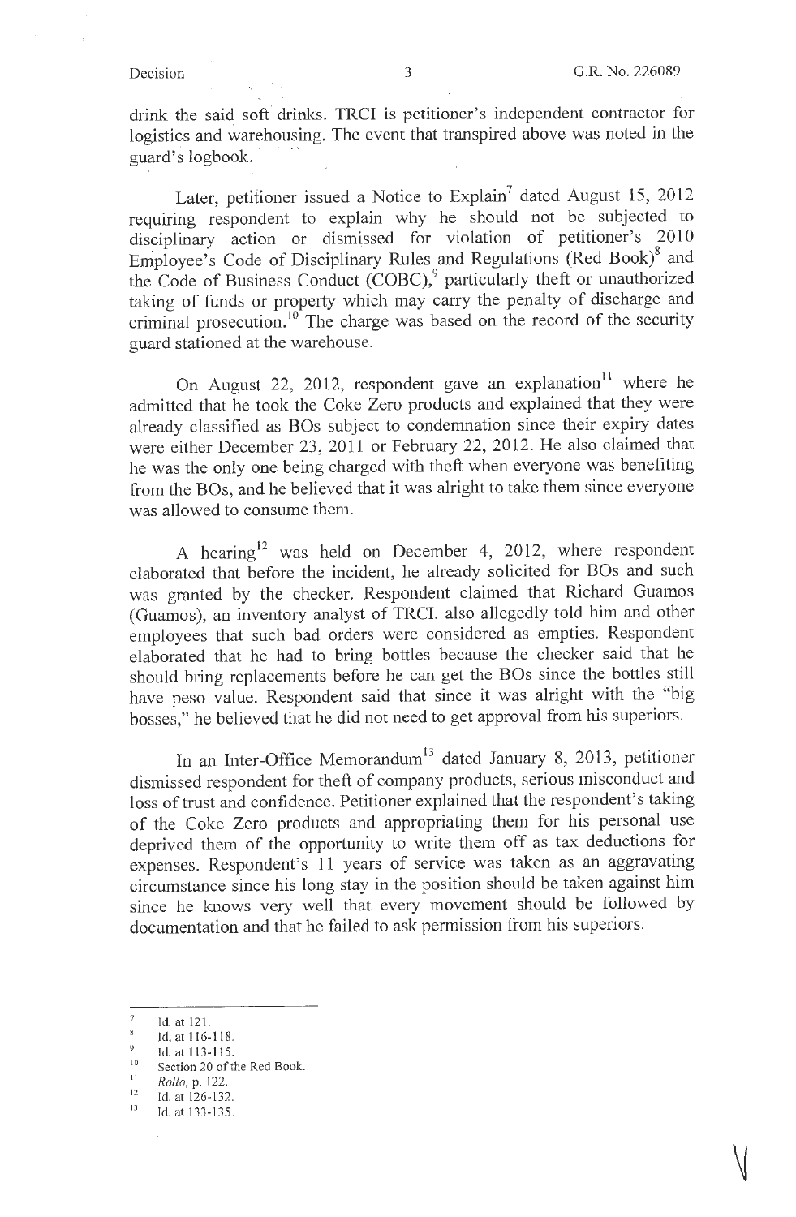drink the said soft drinks. TRCI is petitioner's independent contractor for logistics and warehousing. The event that transpired above was noted in the guard's logbook.

Later, petitioner issued a Notice to Explain[7] dated August 15, 2012 requiring respondent to explain why he should not be subjected to disciplinary action or dismissed for violation of petitioner's 2010 Employee's Code of Disciplinary Rules and Regulations (Red Book)[8] and the Code of Business Conduct (COBC),[9] particularly theft or unauthorized taking of funds or property which may carry the penalty of discharge and criminal prosecution.[10] The charge was based on the record of the security guard stationed at the warehouse.

On August 22, 2012, respondent gave an explanation[11] where he admitted that he took the Coke Zero products and explained that they were already classified as BOs subject to condemnation since their expiry dates were either December 23, 2011 or February 22, 2012. He also claimed that he was the only one being charged with theft when everyone was benefiting from the BOs, and he believed that it was alright to take them since everyone was allowed to consume them.

A hearing[12] was held on December 4, 2012, where respondent elaborated that before the incident, he already solicited for BOs and such was granted by the checker. Respondent claimed that Richard Guamos (Guamos), an inventory analyst of TRCI, also allegedly told him and other employees that such bad orders were considered as empties. Respondent elaborated that he had to bring bottles because the checker said that he should bring replacements before he can get the BOs since the bottles still have peso value. Respondent said that since it was alright with the "big bosses," he believed that he did not need to get approval from his superiors.

In an Inter-Office Memorandum[13] dated January 8, 2013, petitioner dismissed respondent for theft of company products, serious misconduct and loss of trust and confidence. Petitioner explained that the respondent's taking of the Coke Zero products and appropriating them for his personal use deprived them of the opportunity to write them off as tax deductions for expenses. Respondent's 11 years of service was taken as an aggravating circumstance since his long stay in the position should be taken against him since he knows very well that every movement should be followed by documentation and that he failed to ask permission from his superiors.

---

[7] Id. at 121.

[8] Id. at 116-118.

[9] Id. at 113-115.

[10] Section 20 of the Red Book.

[11] *Rollo*, p. 122.

[12] Id. at 126-132.

[13] Id. at 133-135.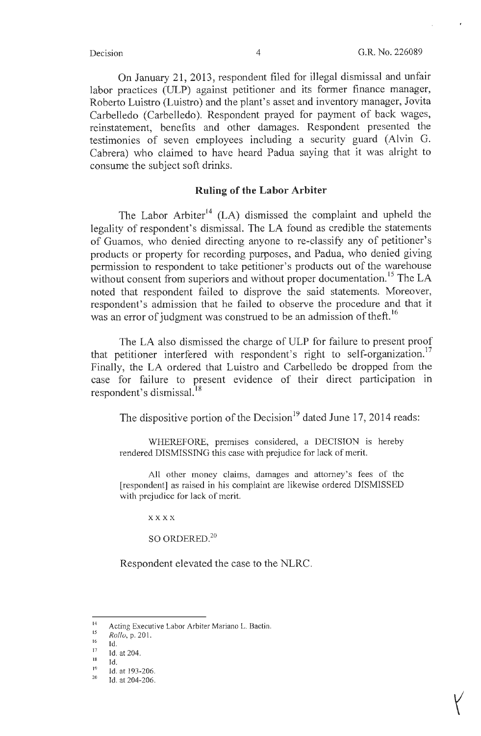On January 21, 2013, respondent filed for illegal dismissal and unfair labor practices (ULP) against petitioner and its former finance manager, Roberto Luistro (Luistro) and the plant's asset and inventory manager, Jovita Carbelledo (Carbelledo). Respondent prayed for payment of back wages, reinstatement, benefits and other damages. Respondent presented the testimonies of seven employees including a security guard (Alvin G. Cabrera) who claimed to have heard Padua saying that it was alright to consume the subject soft drinks.

## Ruling of the Labor Arbiter

The Labor Arbiter[14] (LA) dismissed the complaint and upheld the legality of respondent's dismissal. The LA found as credible the statements of Guamos, who denied directing anyone to re-classify any of petitioner's products or property for recording purposes, and Padua, who denied giving permission to respondent to take petitioner's products out of the warehouse without consent from superiors and without proper documentation.[15] The LA noted that respondent failed to disprove the said statements. Moreover, respondent's admission that he failed to observe the procedure and that it was an error of judgment was construed to be an admission of theft.[16]

The LA also dismissed the charge of ULP for failure to present proof that petitioner interfered with respondent's right to self-organization.[17] Finally, the LA ordered that Luistro and Carbelledo be dropped from the case for failure to present evidence of their direct participation in respondent's dismissal.[18]

The dispositive portion of the Decision[19] dated June 17, 2014 reads:

> WHEREFORE, premises considered, a DECISION is hereby rendered DISMISSING this case with prejudice for lack of merit.
>
> All other money claims, damages and attorney's fees of the [respondent] as raised in his complaint are likewise ordered DISMISSED with prejudice for lack of merit.
>
> x x x x
>
> SO ORDERED.[20]

Respondent elevated the case to the NLRC.

---

[14] Acting Executive Labor Arbiter Mariano L. Bactin.

[15] *Rollo*, p. 201.

[16] Id.

[17] Id. at 204.

[18] Id.

[19] Id. at 193-206.

[20] Id. at 204-206.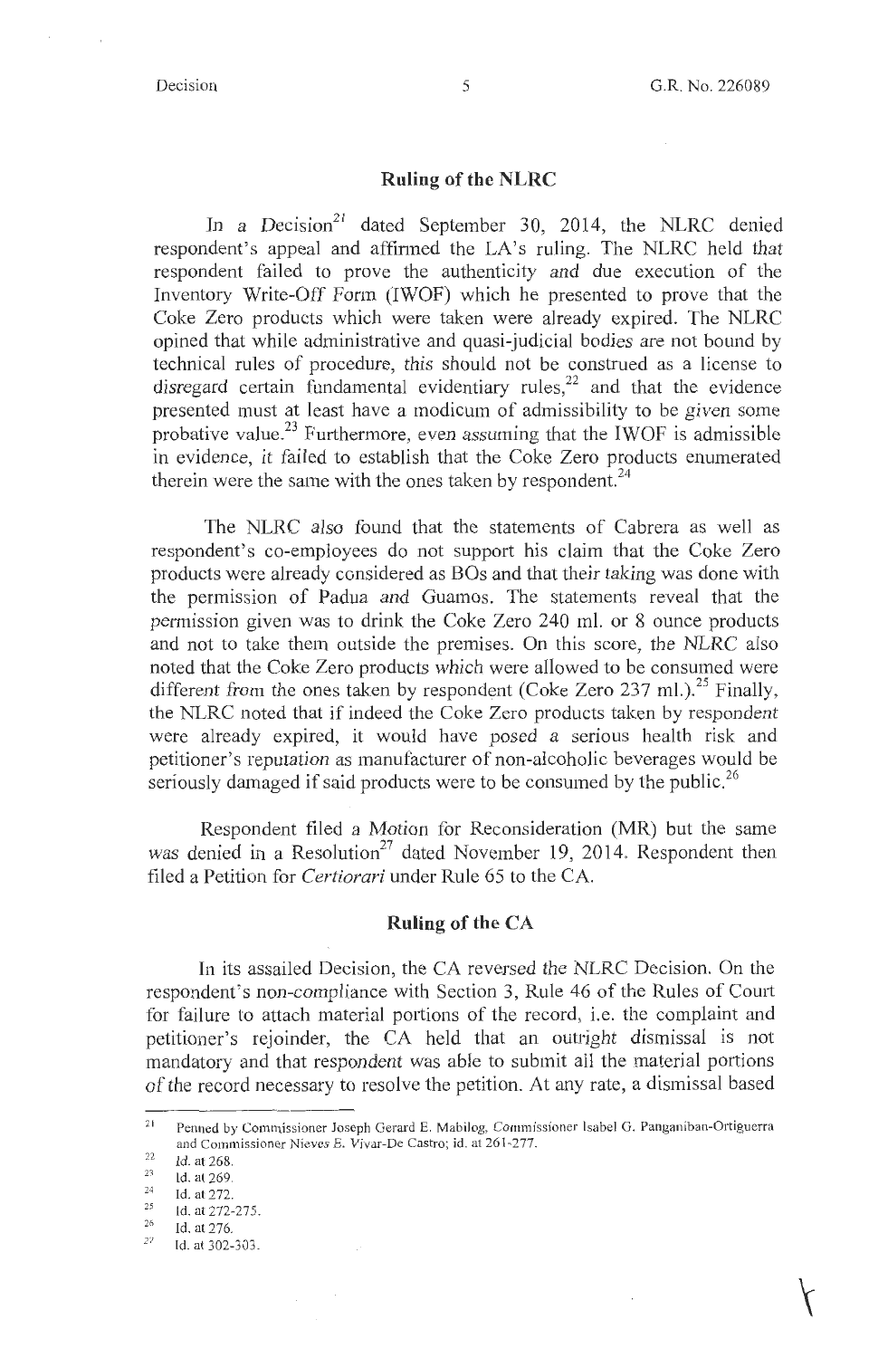## Ruling of the NLRC

In a Decision[21] dated September 30, 2014, the NLRC denied respondent's appeal and affirmed the LA's ruling. The NLRC held that respondent failed to prove the authenticity and due execution of the Inventory Write-Off Form (IWOF) which he presented to prove that the Coke Zero products which were taken were already expired. The NLRC opined that while administrative and quasi-judicial bodies are not bound by technical rules of procedure, this should not be construed as a license to disregard certain fundamental evidentiary rules,[22] and that the evidence presented must at least have a modicum of admissibility to be given some probative value.[23] Furthermore, even assuming that the IWOF is admissible in evidence, it failed to establish that the Coke Zero products enumerated therein were the same with the ones taken by respondent.[24]

The NLRC also found that the statements of Cabrera as well as respondent's co-employees do not support his claim that the Coke Zero products were already considered as BOs and that their taking was done with the permission of Padua and Guamos. The statements reveal that the permission given was to drink the Coke Zero 240 ml. or 8 ounce products and not to take them outside the premises. On this score, the NLRC also noted that the Coke Zero products which were allowed to be consumed were different from the ones taken by respondent (Coke Zero 237 ml.).[25] Finally, the NLRC noted that if indeed the Coke Zero products taken by respondent were already expired, it would have posed a serious health risk and petitioner's reputation as manufacturer of non-alcoholic beverages would be seriously damaged if said products were to be consumed by the public.[26]

Respondent filed a Motion for Reconsideration (MR) but the same was denied in a Resolution[27] dated November 19, 2014. Respondent then filed a Petition for *Certiorari* under Rule 65 to the CA.

## Ruling of the CA

In its assailed Decision, the CA reversed the NLRC Decision. On the respondent's non-compliance with Section 3, Rule 46 of the Rules of Court for failure to attach material portions of the record, i.e. the complaint and petitioner's rejoinder, the CA held that an outright dismissal is not mandatory and that respondent was able to submit all the material portions of the record necessary to resolve the petition. At any rate, a dismissal based

---

[21] Penned by Commissioner Joseph Gerard E. Mabilog, Commissioner Isabel G. Panganiban-Ortiguerra and Commissioner Nieves E. Vivar-De Castro; id. at 261-277.

[22] *Id.* at 268.

[23] Id. at 269.

[24] Id. at 272.

[25] Id. at 272-275.

[26] Id. at 276.

[27] Id. at 302-303.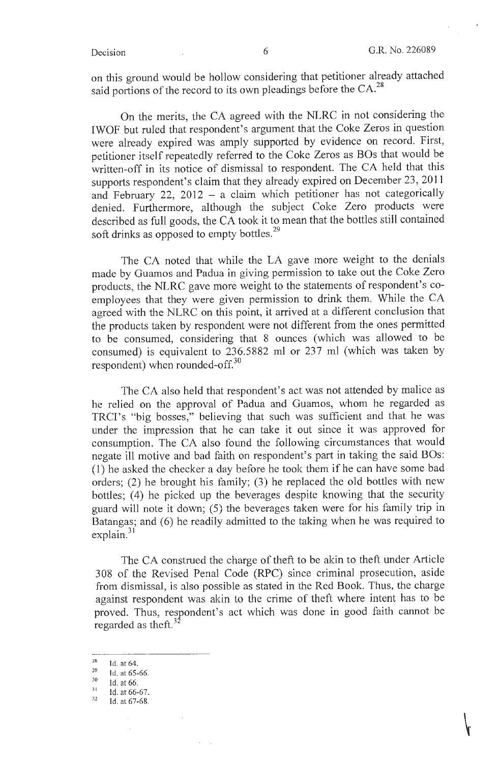on this ground would be hollow considering that petitioner already attached said portions of the record to its own pleadings before the CA.[28]

On the merits, the CA agreed with the NLRC in not considering the IWOF but ruled that respondent's argument that the Coke Zeros in question were already expired was amply supported by evidence on record. First, petitioner itself repeatedly referred to the Coke Zeros as BOs that would be written-off in its notice of dismissal to respondent. The CA held that this supports respondent's claim that they already expired on December 23, 2011 and February 22, 2012 – a claim which petitioner has not categorically denied. Furthermore, although the subject Coke Zero products were described as full goods, the CA took it to mean that the bottles still contained soft drinks as opposed to empty bottles.[29]

The CA noted that while the LA gave more weight to the denials made by Guamos and Padua in giving permission to take out the Coke Zero products, the NLRC gave more weight to the statements of respondent's co-employees that they were given permission to drink them. While the CA agreed with the NLRC on this point, it arrived at a different conclusion that the products taken by respondent were not different from the ones permitted to be consumed, considering that 8 ounces (which was allowed to be consumed) is equivalent to 236.5882 ml or 237 ml (which was taken by respondent) when rounded-off.[30]

The CA also held that respondent's act was not attended by malice as he relied on the approval of Padua and Guamos, whom he regarded as TRCI's "big bosses," believing that such was sufficient and that he was under the impression that he can take it out since it was approved for consumption. The CA also found the following circumstances that would negate ill motive and bad faith on respondent's part in taking the said BOs: (1) he asked the checker a day before he took them if he can have some bad orders; (2) he brought his family; (3) he replaced the old bottles with new bottles; (4) he picked up the beverages despite knowing that the security guard will note it down; (5) the beverages taken were for his family trip in Batangas; and (6) he readily admitted to the taking when he was required to explain.[31]

The CA construed the charge of theft to be akin to theft under Article 308 of the Revised Penal Code (RPC) since criminal prosecution, aside from dismissal, is also possible as stated in the Red Book. Thus, the charge against respondent was akin to the crime of theft where intent has to be proved. Thus, respondent's act which was done in good faith cannot be regarded as theft.[32]

---

[28] Id. at 64.

[29] Id. at 65-66.

[30] Id. at 66.

[31] Id. at 66-67.

[32] Id. at 67-68.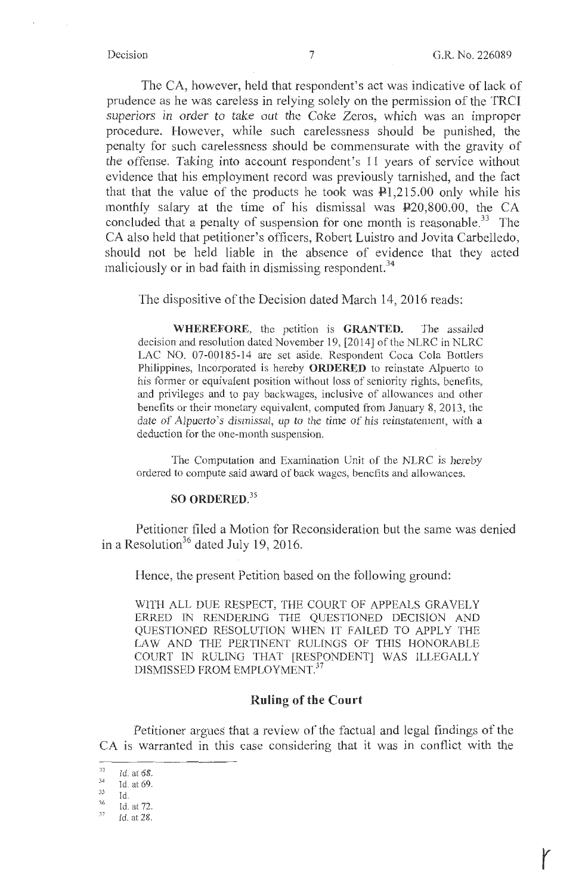The CA, however, held that respondent's act was indicative of lack of prudence as he was careless in relying solely on the permission of the TRCI superiors in order to take out the Coke Zeros, which was an improper procedure. However, while such carelessness should be punished, the penalty for such carelessness should be commensurate with the gravity of the offense. Taking into account respondent's 11 years of service without evidence that his employment record was previously tarnished, and the fact that that the value of the products he took was ₱1,215.00 only while his monthly salary at the time of his dismissal was ₱20,800.00, the CA concluded that a penalty of suspension for one month is reasonable.[33] The CA also held that petitioner's officers, Robert Luistro and Jovita Carbelledo, should not be held liable in the absence of evidence that they acted maliciously or in bad faith in dismissing respondent.[34]

The dispositive of the Decision dated March 14, 2016 reads:

> **WHEREFORE**, the petition is **GRANTED**. The assailed decision and resolution dated November 19, [2014] of the NLRC in NLRC LAC NO. 07-00185-14 are set aside. Respondent Coca Cola Bottlers Philippines, Incorporated is hereby **ORDERED** to reinstate Alpuerto to his former or equivalent position without loss of seniority rights, benefits, and privileges and to pay backwages, inclusive of allowances and other benefits or their monetary equivalent, computed from January 8, 2013, the date of Alpuerto's dismissal, up to the time of his reinstatement, with a deduction for the one-month suspension.
>
> The Computation and Examination Unit of the NLRC is hereby ordered to compute said award of back wages, benefits and allowances.
>
> **SO ORDERED.**[35]

Petitioner filed a Motion for Reconsideration but the same was denied in a Resolution[36] dated July 19, 2016.

Hence, the present Petition based on the following ground:

> WITH ALL DUE RESPECT, THE COURT OF APPEALS GRAVELY ERRED IN RENDERING THE QUESTIONED DECISION AND QUESTIONED RESOLUTION WHEN IT FAILED TO APPLY THE LAW AND THE PERTINENT RULINGS OF THIS HONORABLE COURT IN RULING THAT [RESPONDENT] WAS ILLEGALLY DISMISSED FROM EMPLOYMENT.[37]

## Ruling of the Court

Petitioner argues that a review of the factual and legal findings of the CA is warranted in this case considering that it was in conflict with the

---

[33] Id. at 68.

[34] Id. at 69.

[35] Id.

[36] Id. at 72.

[37] Id. at 28.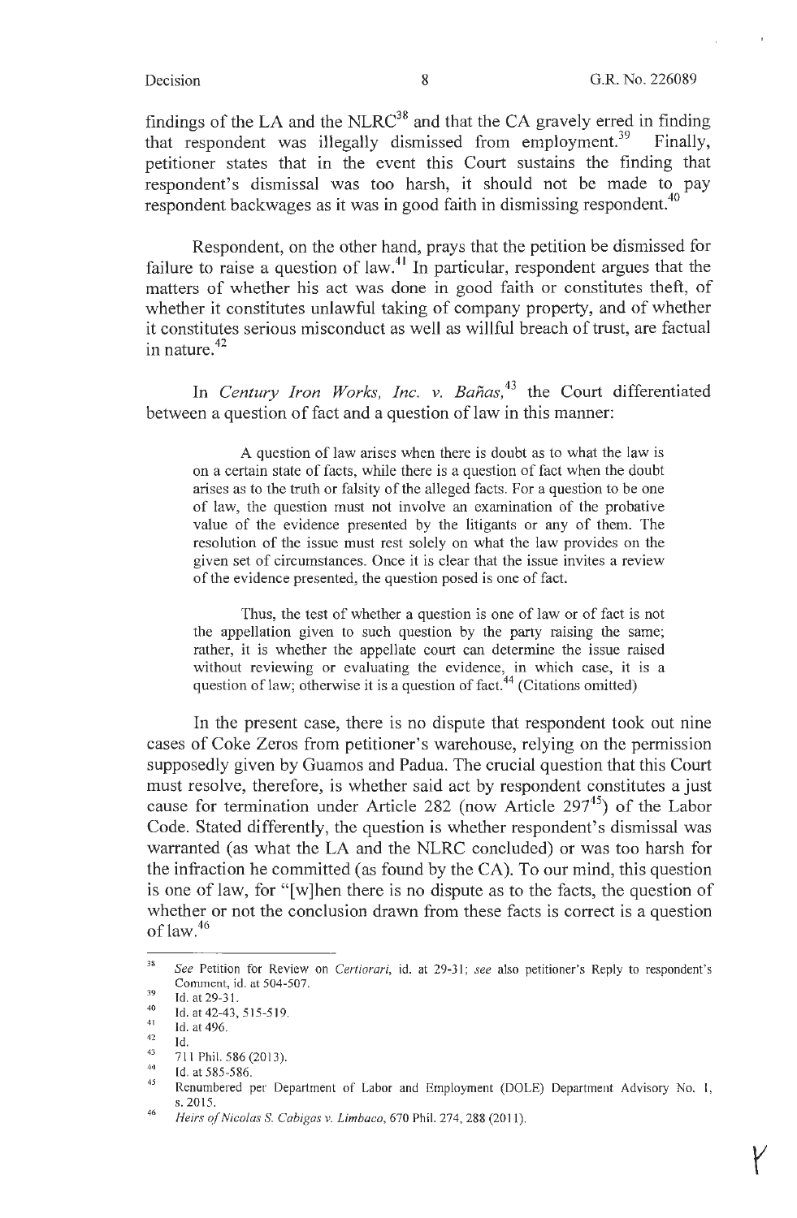findings of the LA and the NLRC[38] and that the CA gravely erred in finding that respondent was illegally dismissed from employment.[39] Finally, petitioner states that in the event this Court sustains the finding that respondent's dismissal was too harsh, it should not be made to pay respondent backwages as it was in good faith in dismissing respondent.[40]

Respondent, on the other hand, prays that the petition be dismissed for failure to raise a question of law.[41] In particular, respondent argues that the matters of whether his act was done in good faith or constitutes theft, of whether it constitutes unlawful taking of company property, and of whether it constitutes serious misconduct as well as willful breach of trust, are factual in nature.[42]

In *Century Iron Works, Inc. v. Bañas,*[43] the Court differentiated between a question of fact and a question of law in this manner:

> A question of law arises when there is doubt as to what the law is on a certain state of facts, while there is a question of fact when the doubt arises as to the truth or falsity of the alleged facts. For a question to be one of law, the question must not involve an examination of the probative value of the evidence presented by the litigants or any of them. The resolution of the issue must rest solely on what the law provides on the given set of circumstances. Once it is clear that the issue invites a review of the evidence presented, the question posed is one of fact.
>
> Thus, the test of whether a question is one of law or of fact is not the appellation given to such question by the party raising the same; rather, it is whether the appellate court can determine the issue raised without reviewing or evaluating the evidence, in which case, it is a question of law; otherwise it is a question of fact.[44] (Citations omitted)

In the present case, there is no dispute that respondent took out nine cases of Coke Zeros from petitioner's warehouse, relying on the permission supposedly given by Guamos and Padua. The crucial question that this Court must resolve, therefore, is whether said act by respondent constitutes a just cause for termination under Article 282 (now Article 297[45]) of the Labor Code. Stated differently, the question is whether respondent's dismissal was warranted (as what the LA and the NLRC concluded) or was too harsh for the infraction he committed (as found by the CA). To our mind, this question is one of law, for "[w]hen there is no dispute as to the facts, the question of whether or not the conclusion drawn from these facts is correct is a question of law.[46]

---

[38] *See* Petition for Review on *Certiorari*, id. at 29-31; *see* also petitioner's Reply to respondent's Comment, id. at 504-507.

[39] Id. at 29-31.

[40] Id. at 42-43, 515-519.

[41] Id. at 496.

[42] Id.

[43] 711 Phil. 586 (2013).

[44] Id. at 585-586.

[45] Renumbered per Department of Labor and Employment (DOLE) Department Advisory No. 1, s. 2015.

[46] *Heirs of Nicolas S. Cabigas v. Limbaco*, 670 Phil. 274, 288 (2011).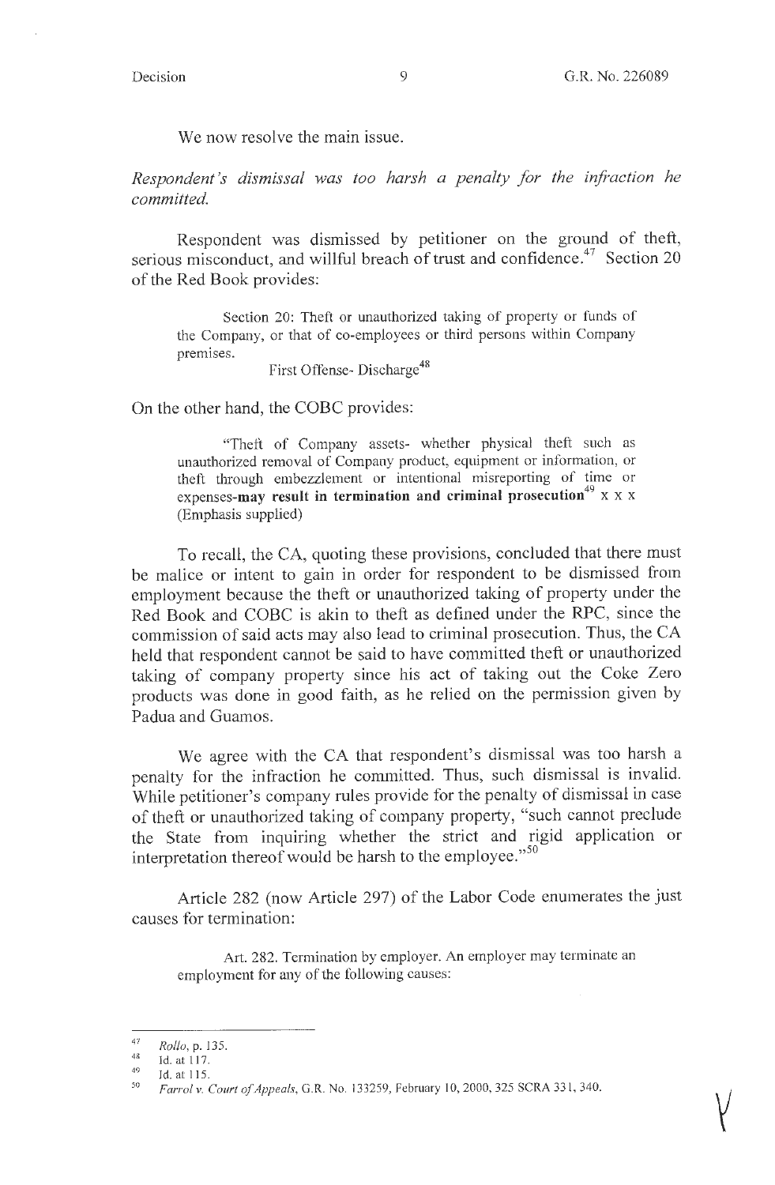We now resolve the main issue.

*Respondent's dismissal was too harsh a penalty for the infraction he committed.*

Respondent was dismissed by petitioner on the ground of theft, serious misconduct, and willful breach of trust and confidence.[47] Section 20 of the Red Book provides:

> Section 20: Theft or unauthorized taking of property or funds of the Company, or that of co-employees or third persons within Company premises.
>
> First Offense- Discharge[48]

On the other hand, the COBC provides:

> "Theft of Company assets- whether physical theft such as unauthorized removal of Company product, equipment or information, or theft through embezzlement or intentional misreporting of time or expenses-**may result in termination and criminal prosecution**[49] x x x (Emphasis supplied)

To recall, the CA, quoting these provisions, concluded that there must be malice or intent to gain in order for respondent to be dismissed from employment because the theft or unauthorized taking of property under the Red Book and COBC is akin to theft as defined under the RPC, since the commission of said acts may also lead to criminal prosecution. Thus, the CA held that respondent cannot be said to have committed theft or unauthorized taking of company property since his act of taking out the Coke Zero products was done in good faith, as he relied on the permission given by Padua and Guamos.

We agree with the CA that respondent's dismissal was too harsh a penalty for the infraction he committed. Thus, such dismissal is invalid. While petitioner's company rules provide for the penalty of dismissal in case of theft or unauthorized taking of company property, "such cannot preclude the State from inquiring whether the strict and rigid application or interpretation thereof would be harsh to the employee."[50]

Article 282 (now Article 297) of the Labor Code enumerates the just causes for termination:

> Art. 282. Termination by employer. An employer may terminate an employment for any of the following causes:

---

[47] *Rollo*, p. 135.

[48] Id. at 117.

[49] Id. at 115.

[50] *Farrol v. Court of Appeals*, G.R. No. 133259, February 10, 2000, 325 SCRA 331, 340.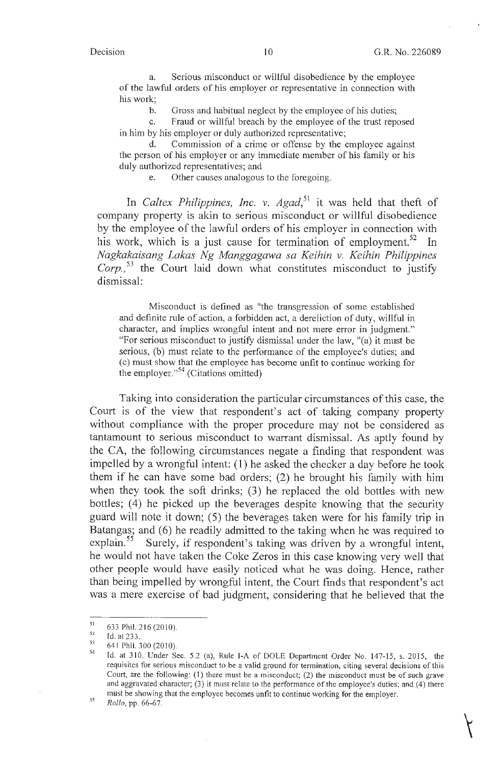a. Serious misconduct or willful disobedience by the employee of the lawful orders of his employer or representative in connection with his work;

b. Gross and habitual neglect by the employee of his duties;

c. Fraud or willful breach by the employee of the trust reposed in him by his employer or duly authorized representative;

d. Commission of a crime or offense by the employee against the person of his employer or any immediate member of his family or his duly authorized representatives; and

e. Other causes analogous to the foregoing.

In *Caltex Philippines, Inc. v. Agad*,[51] it was held that theft of company property is akin to serious misconduct or willful disobedience by the employee of the lawful orders of his employer in connection with his work, which is a just cause for termination of employment.[52] In *Nagkakaisang Lakas Ng Manggagawa sa Keihin v. Keihin Philippines Corp.*,[53] the Court laid down what constitutes misconduct to justify dismissal:

> Misconduct is defined as "the transgression of some established and definite rule of action, a forbidden act, a dereliction of duty, willful in character, and implies wrongful intent and not mere error in judgment." "For serious misconduct to justify dismissal under the law, "(a) it must be serious, (b) must relate to the performance of the employee's duties; and (c) must show that the employee has become unfit to continue working for the employer."[54] (Citations omitted)

Taking into consideration the particular circumstances of this case, the Court is of the view that respondent's act of taking company property without compliance with the proper procedure may not be considered as tantamount to serious misconduct to warrant dismissal. As aptly found by the CA, the following circumstances negate a finding that respondent was impelled by a wrongful intent: (1) he asked the checker a day before he took them if he can have some bad orders; (2) he brought his family with him when they took the soft drinks; (3) he replaced the old bottles with new bottles; (4) he picked up the beverages despite knowing that the security guard will note it down; (5) the beverages taken were for his family trip in Batangas; and (6) he readily admitted to the taking when he was required to explain.[55] Surely, if respondent's taking was driven by a wrongful intent, he would not have taken the Coke Zeros in this case knowing very well that other people would have easily noticed what he was doing. Hence, rather than being impelled by wrongful intent, the Court finds that respondent's act was a mere exercise of bad judgment, considering that he believed that the

---

[51] 633 Phil. 216 (2010).

[52] Id. at 233.

[53] 641 Phil. 300 (2010).

[54] Id. at 310. Under Sec. 5.2 (a), Rule I-A of DOLE Department Order No. 147-15, s. 2015, the requisites for serious misconduct to be a valid ground for termination, citing several decisions of this Court, are the following: (1) there must be a misconduct; (2) the misconduct must be of such grave and aggravated character; (3) it must relate to the performance of the employee's duties; and (4) there must be showing that the employee becomes unfit to continue working for the employer.

[55] *Rollo*, pp. 66-67.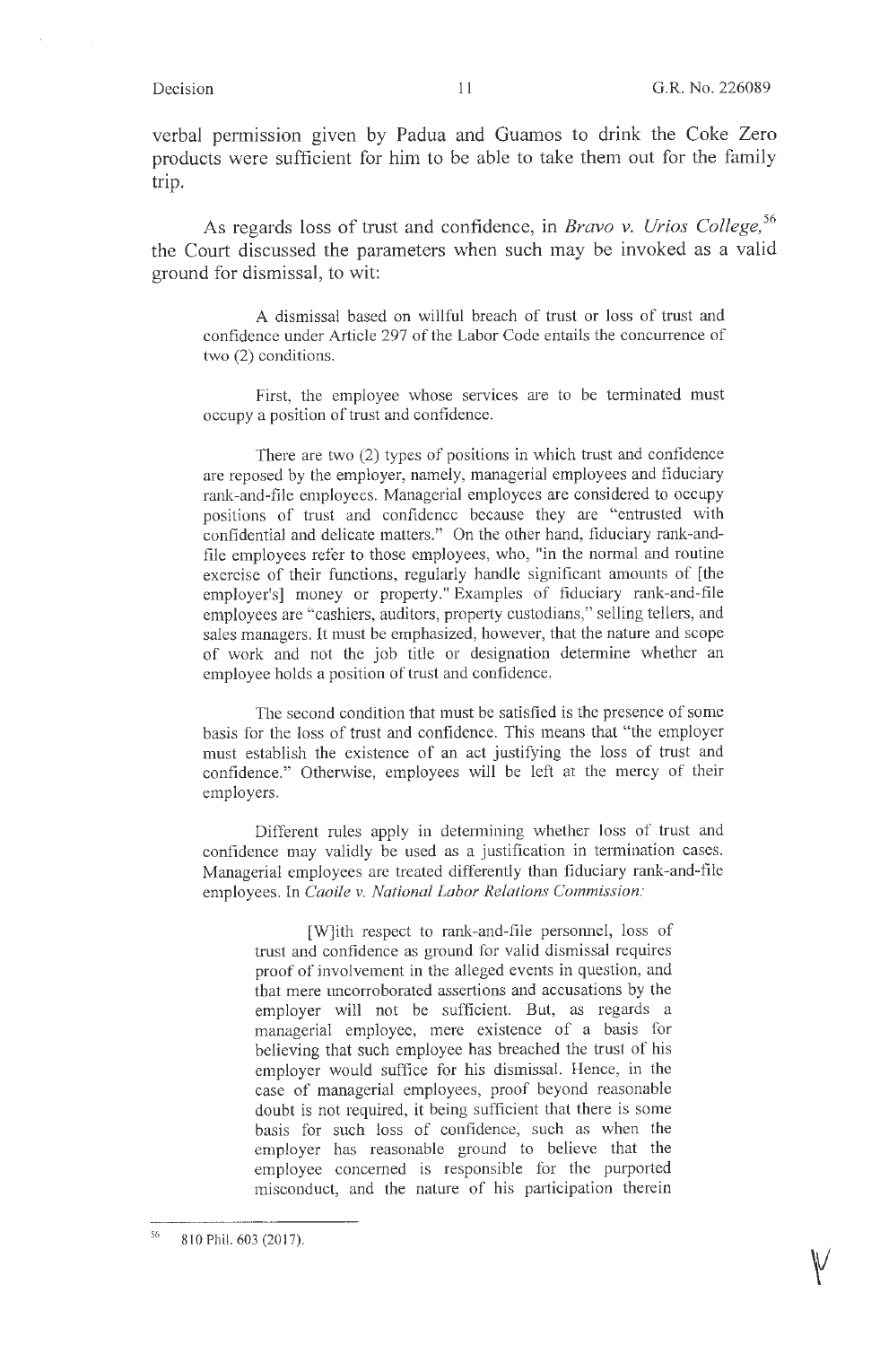verbal permission given by Padua and Guamos to drink the Coke Zero products were sufficient for him to be able to take them out for the family trip.

As regards loss of trust and confidence, in *Bravo v. Urios College,*[56] the Court discussed the parameters when such may be invoked as a valid ground for dismissal, to wit:

> A dismissal based on willful breach of trust or loss of trust and confidence under Article 297 of the Labor Code entails the concurrence of two (2) conditions.
>
> First, the employee whose services are to be terminated must occupy a position of trust and confidence.
>
> There are two (2) types of positions in which trust and confidence are reposed by the employer, namely, managerial employees and fiduciary rank-and-file employees. Managerial employees are considered to occupy positions of trust and confidence because they are "entrusted with confidential and delicate matters." On the other hand, fiduciary rank-and-file employees refer to those employees, who, "in the normal and routine exercise of their functions, regularly handle significant amounts of [the employer's] money or property." Examples of fiduciary rank-and-file employees are "cashiers, auditors, property custodians," selling tellers, and sales managers. It must be emphasized, however, that the nature and scope of work and not the job title or designation determine whether an employee holds a position of trust and confidence.
>
> The second condition that must be satisfied is the presence of some basis for the loss of trust and confidence. This means that "the employer must establish the existence of an act justifying the loss of trust and confidence." Otherwise, employees will be left at the mercy of their employers.
>
> Different rules apply in determining whether loss of trust and confidence may validly be used as a justification in termination cases. Managerial employees are treated differently than fiduciary rank-and-file employees. In *Caoile v. National Labor Relations Commission:*
>
> > [W]ith respect to rank-and-file personnel, loss of trust and confidence as ground for valid dismissal requires proof of involvement in the alleged events in question, and that mere uncorroborated assertions and accusations by the employer will not be sufficient. But, as regards a managerial employee, mere existence of a basis for believing that such employee has breached the trust of his employer would suffice for his dismissal. Hence, in the case of managerial employees, proof beyond reasonable doubt is not required, it being sufficient that there is some basis for such loss of confidence, such as when the employer has reasonable ground to believe that the employee concerned is responsible for the purported misconduct, and the nature of his participation therein

---

[56] 810 Phil. 603 (2017).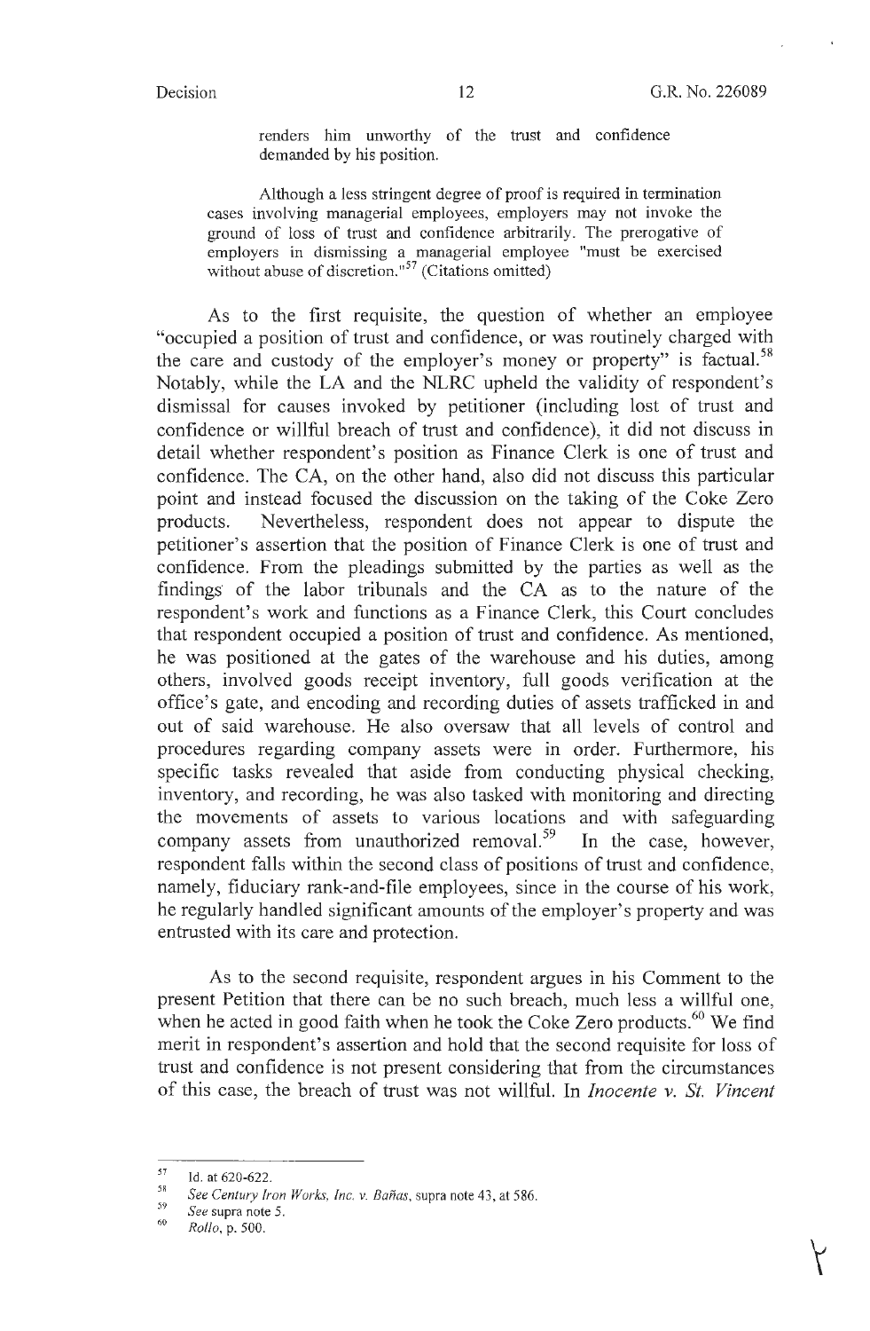> renders him unworthy of the trust and confidence demanded by his position.
>
> Although a less stringent degree of proof is required in termination cases involving managerial employees, employers may not invoke the ground of loss of trust and confidence arbitrarily. The prerogative of employers in dismissing a managerial employee "must be exercised without abuse of discretion."[57] (Citations omitted)

As to the first requisite, the question of whether an employee "occupied a position of trust and confidence, or was routinely charged with the care and custody of the employer's money or property" is factual.[58] Notably, while the LA and the NLRC upheld the validity of respondent's dismissal for causes invoked by petitioner (including lost of trust and confidence or willful breach of trust and confidence), it did not discuss in detail whether respondent's position as Finance Clerk is one of trust and confidence. The CA, on the other hand, also did not discuss this particular point and instead focused the discussion on the taking of the Coke Zero products. Nevertheless, respondent does not appear to dispute the petitioner's assertion that the position of Finance Clerk is one of trust and confidence. From the pleadings submitted by the parties as well as the findings of the labor tribunals and the CA as to the nature of the respondent's work and functions as a Finance Clerk, this Court concludes that respondent occupied a position of trust and confidence. As mentioned, he was positioned at the gates of the warehouse and his duties, among others, involved goods receipt inventory, full goods verification at the office's gate, and encoding and recording duties of assets trafficked in and out of said warehouse. He also oversaw that all levels of control and procedures regarding company assets were in order. Furthermore, his specific tasks revealed that aside from conducting physical checking, inventory, and recording, he was also tasked with monitoring and directing the movements of assets to various locations and with safeguarding company assets from unauthorized removal.[59] In the case, however, respondent falls within the second class of positions of trust and confidence, namely, fiduciary rank-and-file employees, since in the course of his work, he regularly handled significant amounts of the employer's property and was entrusted with its care and protection.

As to the second requisite, respondent argues in his Comment to the present Petition that there can be no such breach, much less a willful one, when he acted in good faith when he took the Coke Zero products.[60] We find merit in respondent's assertion and hold that the second requisite for loss of trust and confidence is not present considering that from the circumstances of this case, the breach of trust was not willful. In *Inocente v. St. Vincent*

---

[57] Id. at 620-622.

[58] *See Century Iron Works, Inc. v. Bañas*, supra note 43, at 586.

[59] *See* supra note 5.

[60] *Rollo*, p. 500.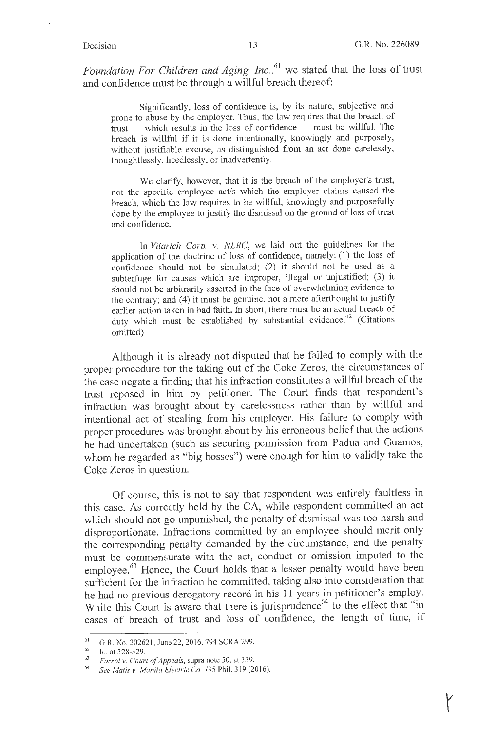*Foundation For Children and Aging, Inc.*,[61] we stated that the loss of trust and confidence must be through a willful breach thereof:

> Significantly, loss of confidence is, by its nature, subjective and prone to abuse by the employer. Thus, the law requires that the breach of trust — which results in the loss of confidence — must be willful. The breach is willful if it is done intentionally, knowingly and purposely, without justifiable excuse, as distinguished from an act done carelessly, thoughtlessly, heedlessly, or inadvertently.
>
> We clarify, however, that it is the breach of the employer's trust, not the specific employee act/s which the employer claims caused the breach, which the law requires to be willful, knowingly and purposefully done by the employee to justify the dismissal on the ground of loss of trust and confidence.
>
> In *Vitarich Corp. v. NLRC*, we laid out the guidelines for the application of the doctrine of loss of confidence, namely: (1) the loss of confidence should not be simulated; (2) it should not be used as a subterfuge for causes which are improper, illegal or unjustified; (3) it should not be arbitrarily asserted in the face of overwhelming evidence to the contrary; and (4) it must be genuine, not a mere afterthought to justify earlier action taken in bad faith. In short, there must be an actual breach of duty which must be established by substantial evidence.[62] (Citations omitted)

Although it is already not disputed that he failed to comply with the proper procedure for the taking out of the Coke Zeros, the circumstances of the case negate a finding that his infraction constitutes a willful breach of the trust reposed in him by petitioner. The Court finds that respondent's infraction was brought about by carelessness rather than by willful and intentional act of stealing from his employer. His failure to comply with proper procedures was brought about by his erroneous belief that the actions he had undertaken (such as securing permission from Padua and Guamos, whom he regarded as "big bosses") were enough for him to validly take the Coke Zeros in question.

Of course, this is not to say that respondent was entirely faultless in this case. As correctly held by the CA, while respondent committed an act which should not go unpunished, the penalty of dismissal was too harsh and disproportionate. Infractions committed by an employee should merit only the corresponding penalty demanded by the circumstance, and the penalty must be commensurate with the act, conduct or omission imputed to the employee.[63] Hence, the Court holds that a lesser penalty would have been sufficient for the infraction he committed, taking also into consideration that he had no previous derogatory record in his 11 years in petitioner's employ. While this Court is aware that there is jurisprudence[64] to the effect that "in cases of breach of trust and loss of confidence, the length of time, if

---

[61] G.R. No. 202621, June 22, 2016, 794 SCRA 299.

[62] Id. at 328-329.

[63] *Farrol v. Court of Appeals*, supra note 50, at 339.

[64] *See Matis v. Manila Electric Co*, 795 Phil. 319 (2016).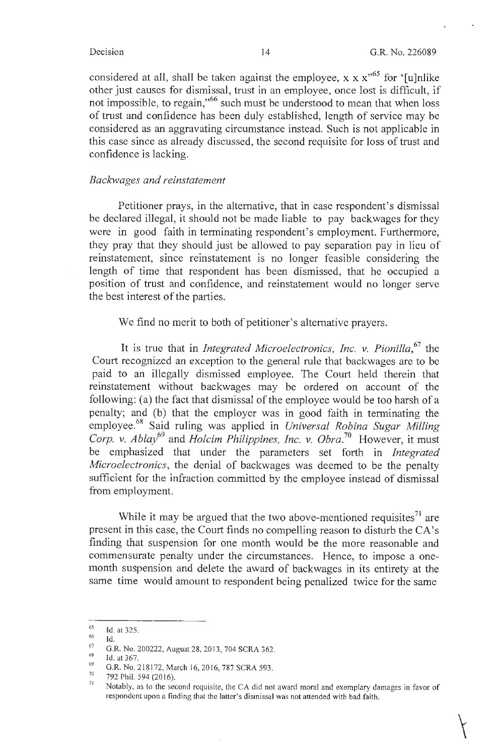considered at all, shall be taken against the employee, x x x"[65] for '[u]nlike other just causes for dismissal, trust in an employee, once lost is difficult, if not impossible, to regain,"[66] such must be understood to mean that when loss of trust and confidence has been duly established, length of service may be considered as an aggravating circumstance instead. Such is not applicable in this case since as already discussed, the second requisite for loss of trust and confidence is lacking.

*Backwages and reinstatement*

Petitioner prays, in the alternative, that in case respondent's dismissal be declared illegal, it should not be made liable to pay backwages for they were in good faith in terminating respondent's employment. Furthermore, they pray that they should just be allowed to pay separation pay in lieu of reinstatement, since reinstatement is no longer feasible considering the length of time that respondent has been dismissed, that he occupied a position of trust and confidence, and reinstatement would no longer serve the best interest of the parties.

We find no merit to both of petitioner's alternative prayers.

It is true that in *Integrated Microelectronics, Inc. v. Pionilla*,[67] the Court recognized an exception to the general rule that backwages are to be paid to an illegally dismissed employee. The Court held therein that reinstatement without backwages may be ordered on account of the following: (a) the fact that dismissal of the employee would be too harsh of a penalty; and (b) that the employer was in good faith in terminating the employee.[68] Said ruling was applied in *Universal Robina Sugar Milling Corp. v. Ablay*[69] and *Holcim Philippines, Inc. v. Obra*.[70] However, it must be emphasized that under the parameters set forth in *Integrated Microelectronics*, the denial of backwages was deemed to be the penalty sufficient for the infraction committed by the employee instead of dismissal from employment.

While it may be argued that the two above-mentioned requisites[71] are present in this case, the Court finds no compelling reason to disturb the CA's finding that suspension for one month would be the more reasonable and commensurate penalty under the circumstances. Hence, to impose a one-month suspension and delete the award of backwages in its entirety at the same time would amount to respondent being penalized twice for the same

---

[65] Id. at 325.

[66] Id.

[67] G.R. No. 200222, August 28, 2013, 704 SCRA 362.

[68] Id. at 367.

[69] G.R. No. 218172, March 16, 2016, 787 SCRA 593.

[70] 792 Phil. 594 (2016).

[71] Notably, as to the second requisite, the CA did not award moral and exemplary damages in favor of respondent upon a finding that the latter's dismissal was not attended with bad faith.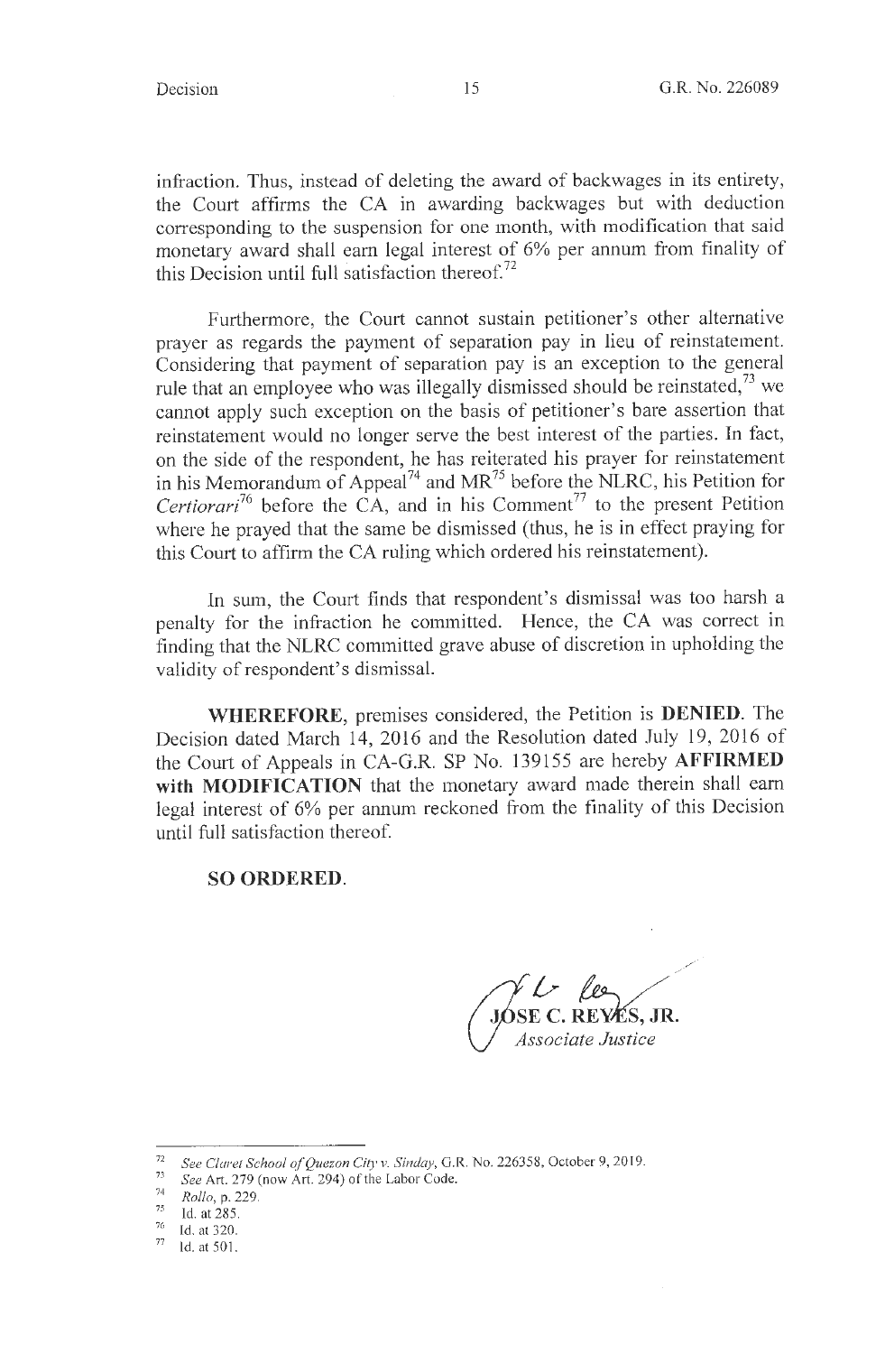infraction. Thus, instead of deleting the award of backwages in its entirety, the Court affirms the CA in awarding backwages but with deduction corresponding to the suspension for one month, with modification that said monetary award shall earn legal interest of 6% per annum from finality of this Decision until full satisfaction thereof.[72]

Furthermore, the Court cannot sustain petitioner's other alternative prayer as regards the payment of separation pay in lieu of reinstatement. Considering that payment of separation pay is an exception to the general rule that an employee who was illegally dismissed should be reinstated,[73] we cannot apply such exception on the basis of petitioner's bare assertion that reinstatement would no longer serve the best interest of the parties. In fact, on the side of the respondent, he has reiterated his prayer for reinstatement in his Memorandum of Appeal[74] and MR[75] before the NLRC, his Petition for *Certiorari*[76] before the CA, and in his Comment[77] to the present Petition where he prayed that the same be dismissed (thus, he is in effect praying for this Court to affirm the CA ruling which ordered his reinstatement).

In sum, the Court finds that respondent's dismissal was too harsh a penalty for the infraction he committed. Hence, the CA was correct in finding that the NLRC committed grave abuse of discretion in upholding the validity of respondent's dismissal.

**WHEREFORE**, premises considered, the Petition is **DENIED**. The Decision dated March 14, 2016 and the Resolution dated July 19, 2016 of the Court of Appeals in CA-G.R. SP No. 139155 are hereby **AFFIRMED with MODIFICATION** that the monetary award made therein shall earn legal interest of 6% per annum reckoned from the finality of this Decision until full satisfaction thereof.

**SO ORDERED.**

**JOSE C. REYES, JR.**
*Associate Justice*

---

[72] *See Claret School of Quezon City v. Sinday*, G.R. No. 226358, October 9, 2019.

[73] *See* Art. 279 (now Art. 294) of the Labor Code.

[74] *Rollo*, p. 229.

[75] Id. at 285.

[76] Id. at 320.

[77] Id. at 501.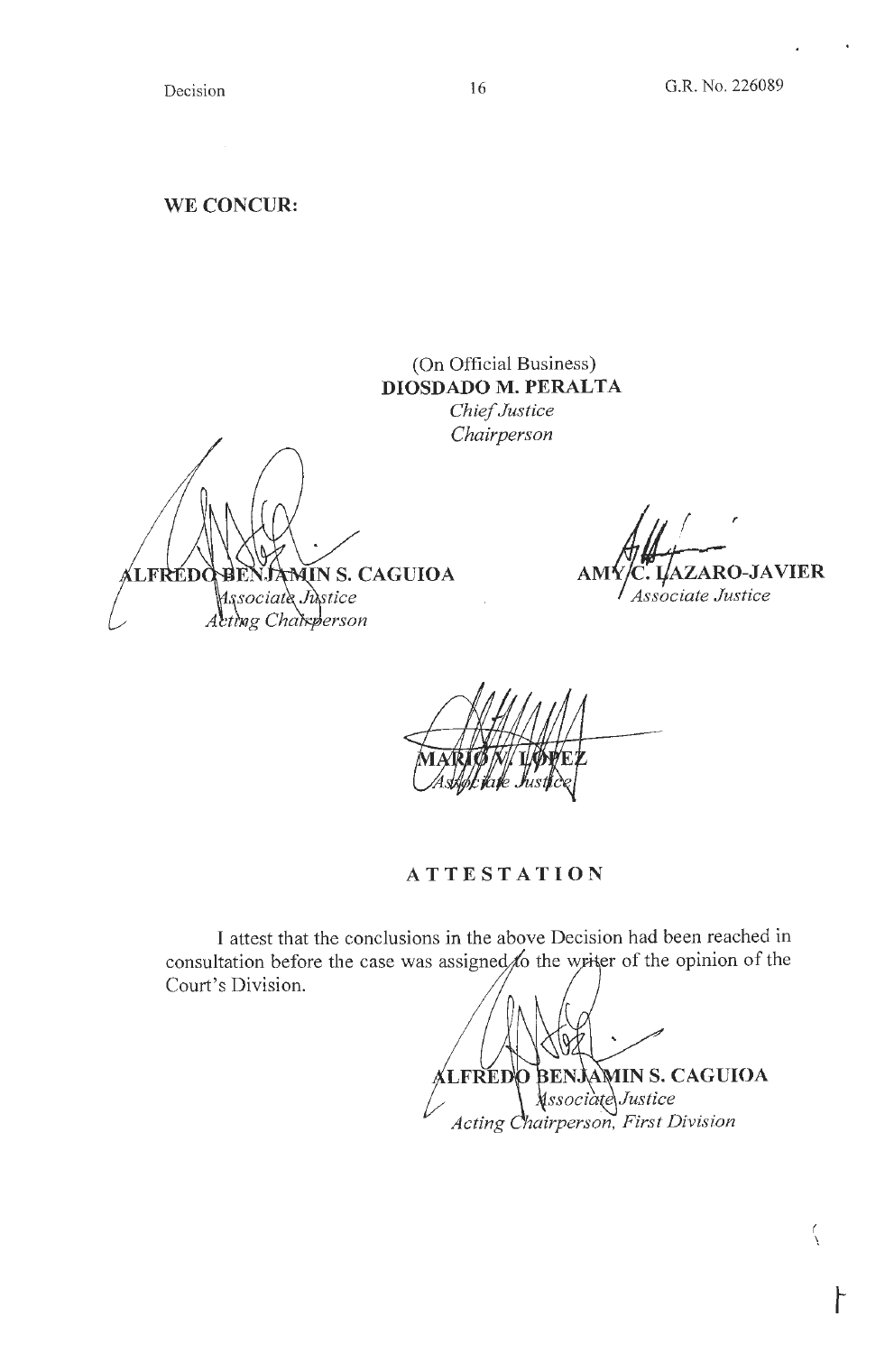**WE CONCUR:**

(On Official Business)
**DIOSDADO M. PERALTA**
*Chief Justice*
*Chairperson*

**ALFREDO BENJAMIN S. CAGUIOA**
*Associate Justice*
*Acting Chairperson*

**AMY C. LAZARO-JAVIER**
*Associate Justice*

**MARIO V. LOPEZ**
*Associate Justice*

## ATTESTATION

I attest that the conclusions in the above Decision had been reached in consultation before the case was assigned to the writer of the opinion of the Court's Division.

**ALFREDO BENJAMIN S. CAGUIOA**
*Associate Justice*
*Acting Chairperson, First Division*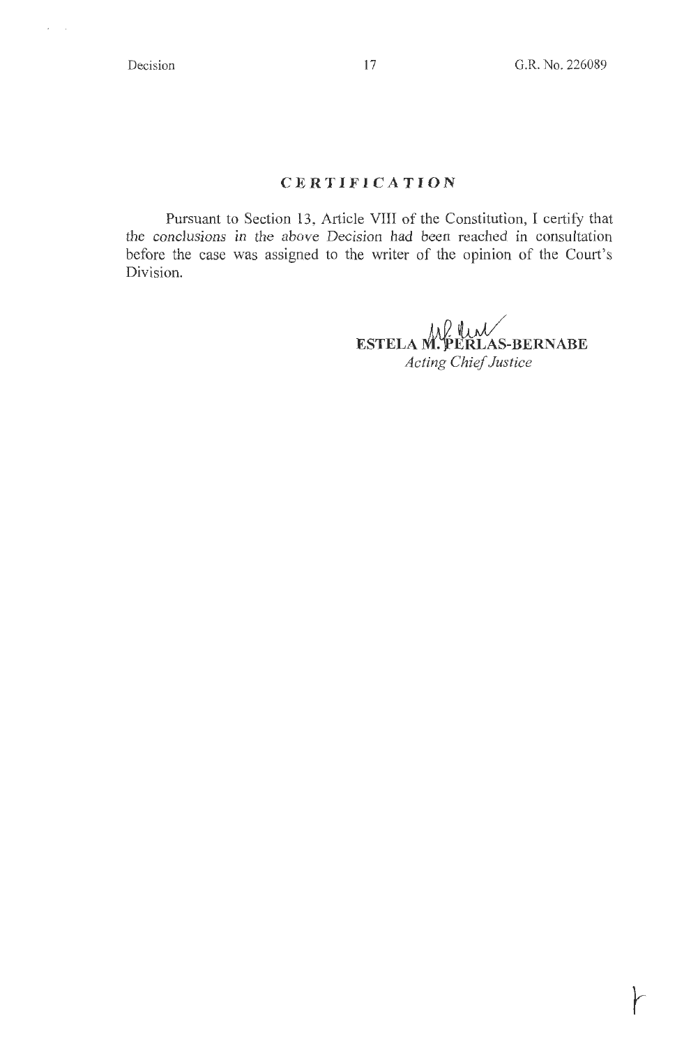## CERTIFICATION

Pursuant to Section 13, Article VIII of the Constitution, I certify that the conclusions in the above Decision had been reached in consultation before the case was assigned to the writer of the opinion of the Court's Division.

**ESTELA M. PERLAS-BERNABE**
*Acting Chief Justice*